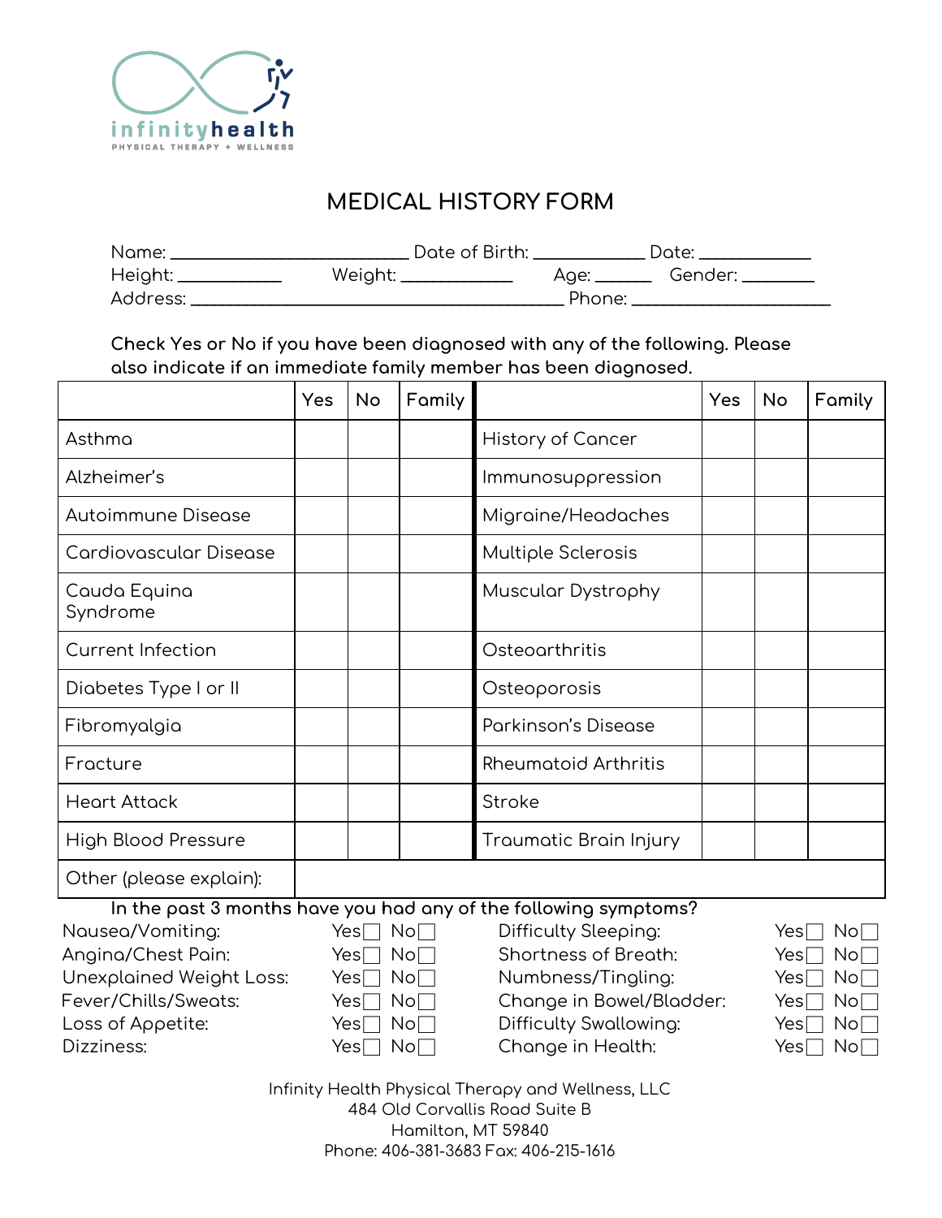infinityhealth
PHYSICAL THERAPY + WELLNESS

# MEDICAL HISTORY FORM

Name: ___________________________ Date of Birth: ____________ Date: ____________
Height: ___________ Weight: ____________ Age: ______ Gender: ________
Address: ________________________________________ Phone: ____________________

**Check Yes or No if you have been diagnosed with any of the following. Please also indicate if an immediate family member has been diagnosed.**

| | Yes | No | Family | | Yes | No | Family |
|---|---|---|---|---|---|---|---|
| Asthma | | | | History of Cancer | | | |
| Alzheimer's | | | | Immunosuppression | | | |
| Autoimmune Disease | | | | Migraine/Headaches | | | |
| Cardiovascular Disease | | | | Multiple Sclerosis | | | |
| Cauda Equina Syndrome | | | | Muscular Dystrophy | | | |
| Current Infection | | | | Osteoarthritis | | | |
| Diabetes Type I or II | | | | Osteoporosis | | | |
| Fibromyalgia | | | | Parkinson's Disease | | | |
| Fracture | | | | Rheumatoid Arthritis | | | |
| Heart Attack | | | | Stroke | | | |
| High Blood Pressure | | | | Traumatic Brain Injury | | | |
| Other (please explain): | | | | | | | |

**In the past 3 months have you had any of the following symptoms?**

| Symptom | | | Symptom | | |
|---|---|---|---|---|---|
| Nausea/Vomiting: | Yes ☐ | No ☐ | Difficulty Sleeping: | Yes ☐ | No ☐ |
| Angina/Chest Pain: | Yes ☐ | No ☐ | Shortness of Breath: | Yes ☐ | No ☐ |
| Unexplained Weight Loss: | Yes ☐ | No ☐ | Numbness/Tingling: | Yes ☐ | No ☐ |
| Fever/Chills/Sweats: | Yes ☐ | No ☐ | Change in Bowel/Bladder: | Yes ☐ | No ☐ |
| Loss of Appetite: | Yes ☐ | No ☐ | Difficulty Swallowing: | Yes ☐ | No ☐ |
| Dizziness: | Yes ☐ | No ☐ | Change in Health: | Yes ☐ | No ☐ |

Infinity Health Physical Therapy and Wellness, LLC
484 Old Corvallis Road Suite B
Hamilton, MT 59840
Phone: 406-381-3683 Fax: 406-215-1616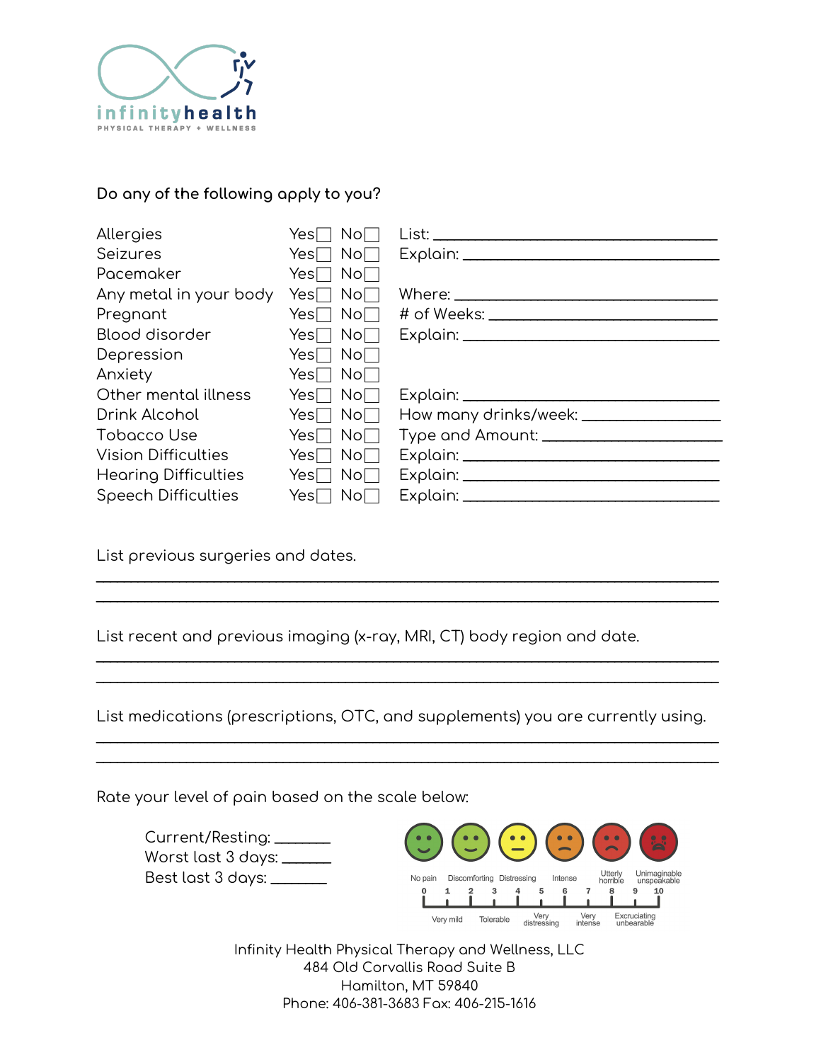infinityhealth
PHYSICAL THERAPY + WELLNESS

**Do any of the following apply to you?**

| | | | |
|---|---|---|---|
| Allergies | Yes☐ | No☐ | List: ____________________ |
| Seizures | Yes☐ | No☐ | Explain: ____________________ |
| Pacemaker | Yes☐ | No☐ | |
| Any metal in your body | Yes☐ | No☐ | Where: ____________________ |
| Pregnant | Yes☐ | No☐ | # of Weeks: ____________________ |
| Blood disorder | Yes☐ | No☐ | Explain: ____________________ |
| Depression | Yes☐ | No☐ | |
| Anxiety | Yes☐ | No☐ | |
| Other mental illness | Yes☐ | No☐ | Explain: ____________________ |
| Drink Alcohol | Yes☐ | No☐ | How many drinks/week: ____________________ |
| Tobacco Use | Yes☐ | No☐ | Type and Amount: ____________________ |
| Vision Difficulties | Yes☐ | No☐ | Explain: ____________________ |
| Hearing Difficulties | Yes☐ | No☐ | Explain: ____________________ |
| Speech Difficulties | Yes☐ | No☐ | Explain: ____________________ |

List previous surgeries and dates.

________________________________________________________________

________________________________________________________________

List recent and previous imaging (x-ray, MRI, CT) body region and date.

________________________________________________________________

________________________________________________________________

List medications (prescriptions, OTC, and supplements) you are currently using.

________________________________________________________________

________________________________________________________________

Rate your level of pain based on the scale below:

Current/Resting: _______

Worst last 3 days: _______

Best last 3 days: _______

| 0 | 1 | 2 | 3 | 4 | 5 | 6 | 7 | 8 | 9 | 10 |
|---|---|---|---|---|---|---|---|---|---|---|
| No pain | Very mild | Discomforting | Tolerable | Distressing | Very distressing | Intense | Very intense | Utterly horrible | Excruciating unbearable | Unimaginable unspeakable |

Infinity Health Physical Therapy and Wellness, LLC
484 Old Corvallis Road Suite B
Hamilton, MT 59840
Phone: 406-381-3683 Fax: 406-215-1616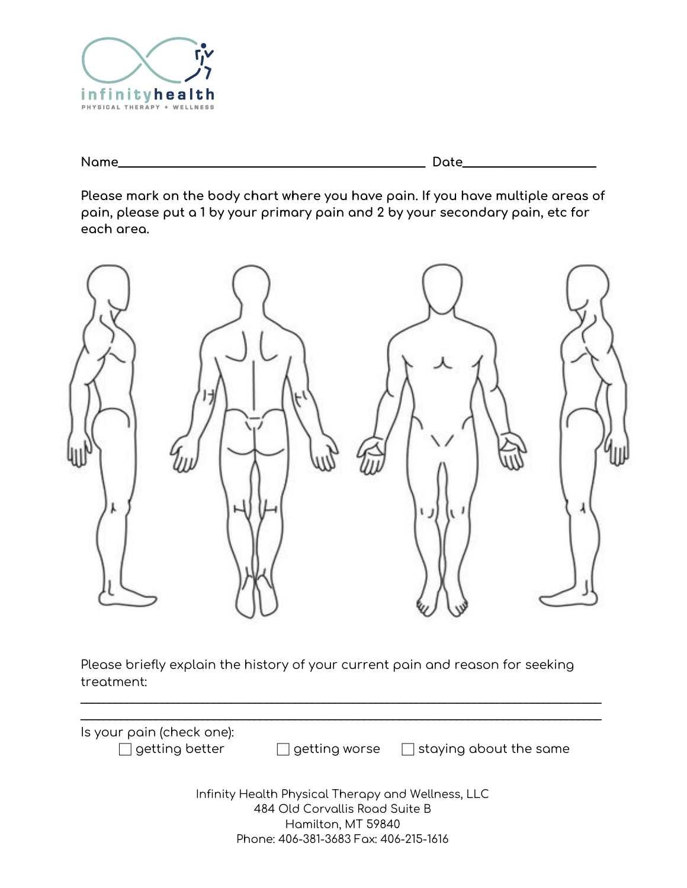infinityhealth
PHYSICAL THERAPY + WELLNESS

**Name**_____________________________________________ **Date**___________________

**Please mark on the body chart where you have pain. If you have multiple areas of pain, please put a 1 by your primary pain and 2 by your secondary pain, etc for each area.**

Please briefly explain the history of your current pain and reason for seeking treatment:

_______________________________________________________________________________

_______________________________________________________________________________

Is your pain (check one):

☐ getting better ☐ getting worse ☐ staying about the same

Infinity Health Physical Therapy and Wellness, LLC
484 Old Corvallis Road Suite B
Hamilton, MT 59840
Phone: 406-381-3683 Fax: 406-215-1616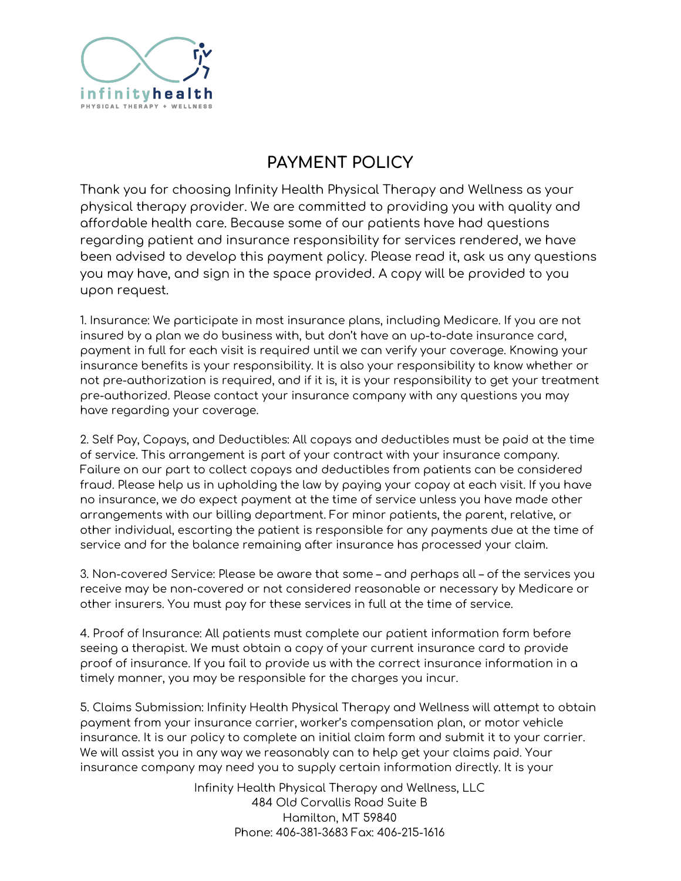# PAYMENT POLICY

Thank you for choosing Infinity Health Physical Therapy and Wellness as your physical therapy provider. We are committed to providing you with quality and affordable health care. Because some of our patients have had questions regarding patient and insurance responsibility for services rendered, we have been advised to develop this payment policy. Please read it, ask us any questions you may have, and sign in the space provided. A copy will be provided to you upon request.

1. Insurance: We participate in most insurance plans, including Medicare. If you are not insured by a plan we do business with, but don't have an up-to-date insurance card, payment in full for each visit is required until we can verify your coverage. Knowing your insurance benefits is your responsibility. It is also your responsibility to know whether or not pre-authorization is required, and if it is, it is your responsibility to get your treatment pre-authorized. Please contact your insurance company with any questions you may have regarding your coverage.

2. Self Pay, Copays, and Deductibles: All copays and deductibles must be paid at the time of service. This arrangement is part of your contract with your insurance company. Failure on our part to collect copays and deductibles from patients can be considered fraud. Please help us in upholding the law by paying your copay at each visit. If you have no insurance, we do expect payment at the time of service unless you have made other arrangements with our billing department. For minor patients, the parent, relative, or other individual, escorting the patient is responsible for any payments due at the time of service and for the balance remaining after insurance has processed your claim.

3. Non-covered Service: Please be aware that some – and perhaps all – of the services you receive may be non-covered or not considered reasonable or necessary by Medicare or other insurers. You must pay for these services in full at the time of service.

4. Proof of Insurance: All patients must complete our patient information form before seeing a therapist. We must obtain a copy of your current insurance card to provide proof of insurance. If you fail to provide us with the correct insurance information in a timely manner, you may be responsible for the charges you incur.

5. Claims Submission: Infinity Health Physical Therapy and Wellness will attempt to obtain payment from your insurance carrier, worker's compensation plan, or motor vehicle insurance. It is our policy to complete an initial claim form and submit it to your carrier. We will assist you in any way we reasonably can to help get your claims paid. Your insurance company may need you to supply certain information directly. It is your

Infinity Health Physical Therapy and Wellness, LLC
484 Old Corvallis Road Suite B
Hamilton, MT 59840
Phone: 406-381-3683 Fax: 406-215-1616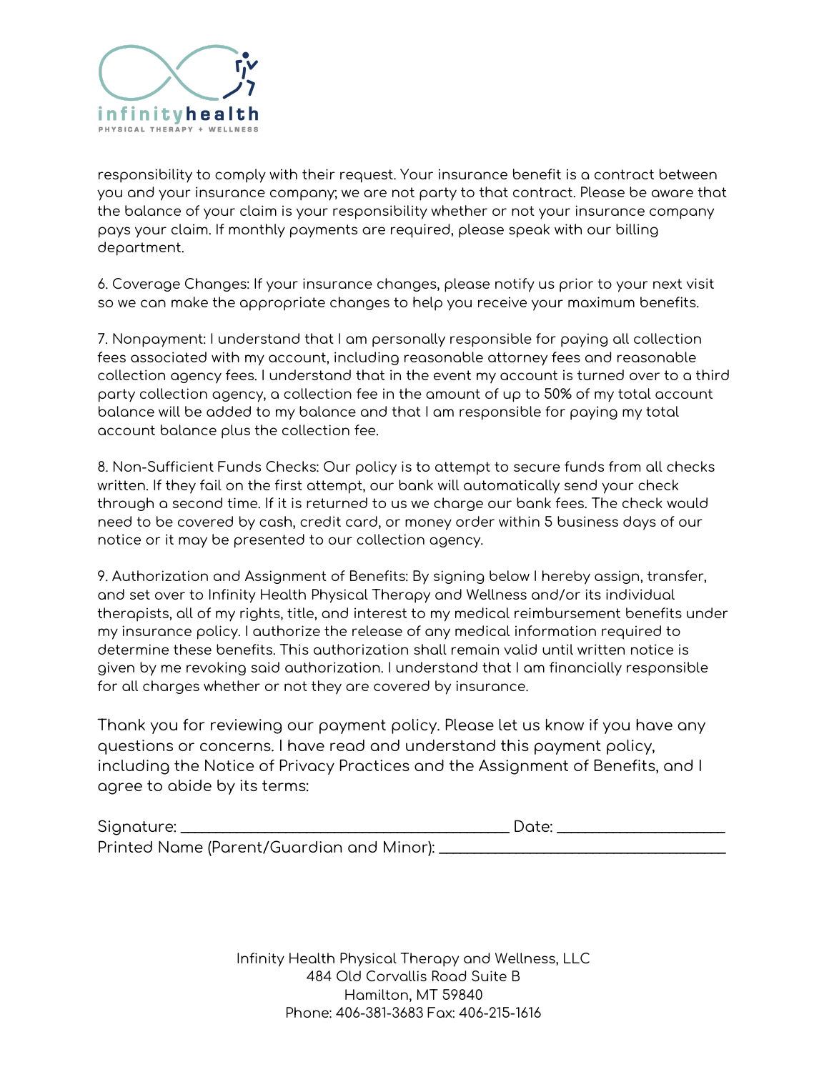responsibility to comply with their request. Your insurance benefit is a contract between you and your insurance company; we are not party to that contract. Please be aware that the balance of your claim is your responsibility whether or not your insurance company pays your claim. If monthly payments are required, please speak with our billing department.

6. Coverage Changes: If your insurance changes, please notify us prior to your next visit so we can make the appropriate changes to help you receive your maximum benefits.

7. Nonpayment: I understand that I am personally responsible for paying all collection fees associated with my account, including reasonable attorney fees and reasonable collection agency fees. I understand that in the event my account is turned over to a third party collection agency, a collection fee in the amount of up to 50% of my total account balance will be added to my balance and that I am responsible for paying my total account balance plus the collection fee.

8. Non-Sufficient Funds Checks: Our policy is to attempt to secure funds from all checks written. If they fail on the first attempt, our bank will automatically send your check through a second time. If it is returned to us we charge our bank fees. The check would need to be covered by cash, credit card, or money order within 5 business days of our notice or it may be presented to our collection agency.

9. Authorization and Assignment of Benefits: By signing below I hereby assign, transfer, and set over to Infinity Health Physical Therapy and Wellness and/or its individual therapists, all of my rights, title, and interest to my medical reimbursement benefits under my insurance policy. I authorize the release of any medical information required to determine these benefits. This authorization shall remain valid until written notice is given by me revoking said authorization. I understand that I am financially responsible for all charges whether or not they are covered by insurance.

Thank you for reviewing our payment policy. Please let us know if you have any questions or concerns. I have read and understand this payment policy, including the Notice of Privacy Practices and the Assignment of Benefits, and I agree to abide by its terms:

Signature: ______________________________________ Date: ____________________

Printed Name (Parent/Guardian and Minor): _________________________________

Infinity Health Physical Therapy and Wellness, LLC
484 Old Corvallis Road Suite B
Hamilton, MT 59840
Phone: 406-381-3683 Fax: 406-215-1616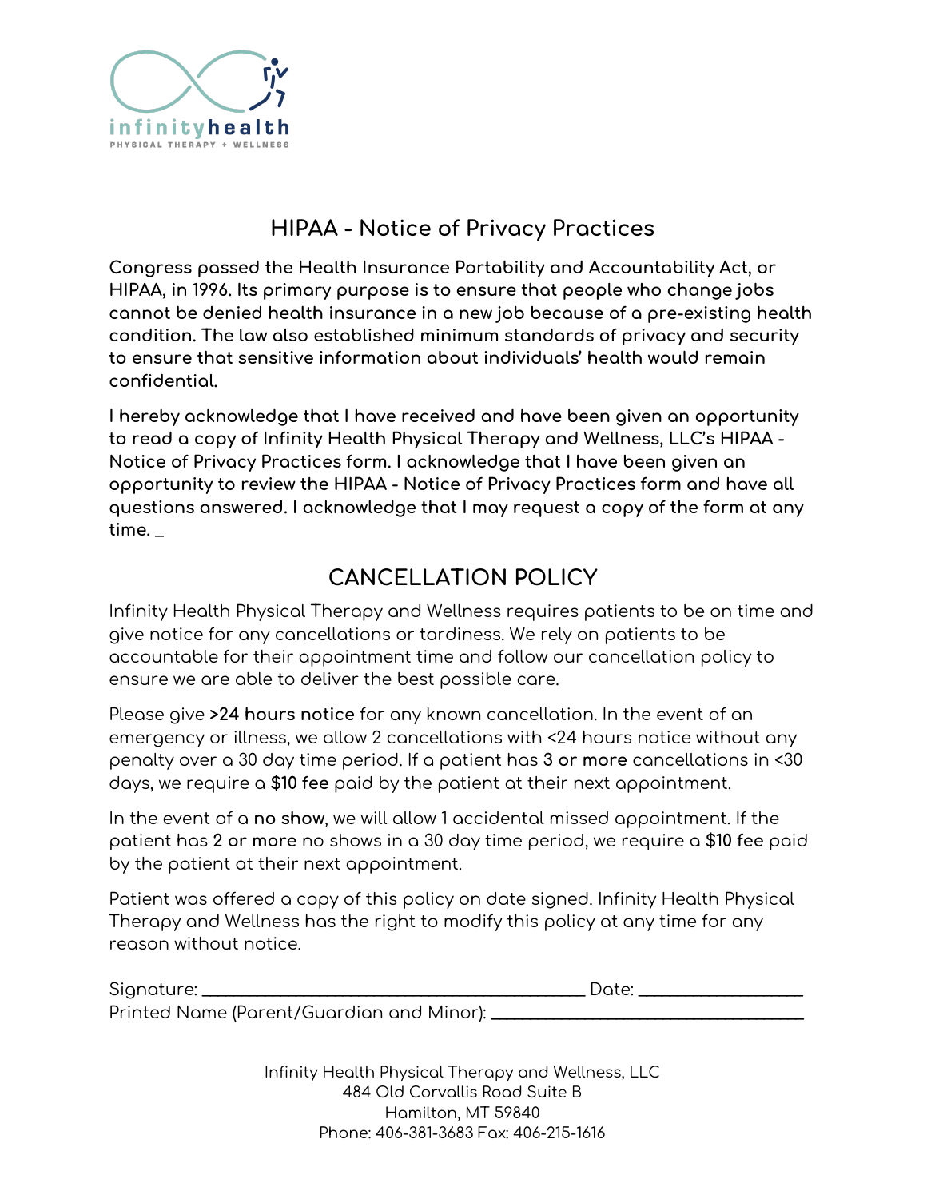# HIPAA - Notice of Privacy Practices

**Congress passed the Health Insurance Portability and Accountability Act, or HIPAA, in 1996. Its primary purpose is to ensure that people who change jobs cannot be denied health insurance in a new job because of a pre-existing health condition. The law also established minimum standards of privacy and security to ensure that sensitive information about individuals' health would remain confidential.**

**I hereby acknowledge that I have received and have been given an opportunity to read a copy of Infinity Health Physical Therapy and Wellness, LLC's HIPAA - Notice of Privacy Practices form. I acknowledge that I have been given an opportunity to review the HIPAA - Notice of Privacy Practices form and have all questions answered. I acknowledge that I may request a copy of the form at any time. _**

# CANCELLATION POLICY

Infinity Health Physical Therapy and Wellness requires patients to be on time and give notice for any cancellations or tardiness. We rely on patients to be accountable for their appointment time and follow our cancellation policy to ensure we are able to deliver the best possible care.

Please give **>24 hours notice** for any known cancellation. In the event of an emergency or illness, we allow 2 cancellations with <24 hours notice without any penalty over a 30 day time period. If a patient has **3 or more** cancellations in <30 days, we require a **$10 fee** paid by the patient at their next appointment.

In the event of a **no show**, we will allow 1 accidental missed appointment. If the patient has **2 or more** no shows in a 30 day time period, we require a **$10 fee** paid by the patient at their next appointment.

Patient was offered a copy of this policy on date signed. Infinity Health Physical Therapy and Wellness has the right to modify this policy at any time for any reason without notice.

Signature: ________________________________________ Date: ________________

Printed Name (Parent/Guardian and Minor): ________________________________

Infinity Health Physical Therapy and Wellness, LLC
484 Old Corvallis Road Suite B
Hamilton, MT 59840
Phone: 406-381-3683 Fax: 406-215-1616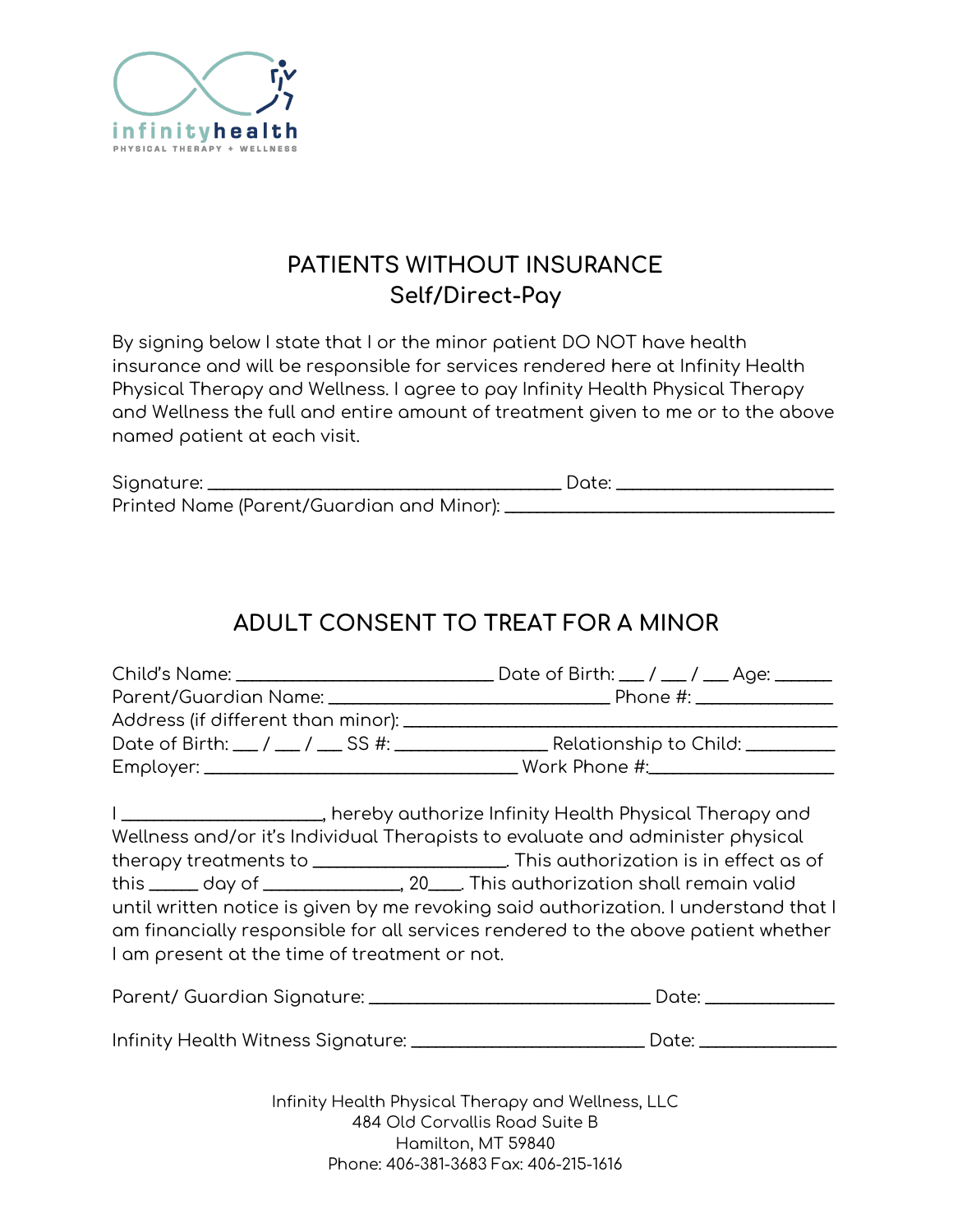infinityhealth
PHYSICAL THERAPY + WELLNESS

## PATIENTS WITHOUT INSURANCE
### Self/Direct-Pay

By signing below I state that I or the minor patient DO NOT have health insurance and will be responsible for services rendered here at Infinity Health Physical Therapy and Wellness. I agree to pay Infinity Health Physical Therapy and Wellness the full and entire amount of treatment given to me or to the above named patient at each visit.

Signature: ____________________________________ Date: ______________________
Printed Name (Parent/Guardian and Minor): ______________________________

## ADULT CONSENT TO TREAT FOR A MINOR

Child's Name: __________________________ Date of Birth: ___ / ___ / ___ Age: ______
Parent/Guardian Name: ____________________________ Phone #: ______________
Address (if different than minor): ____________________________________________
Date of Birth: ___ / ___ / ___ SS #: ________________ Relationship to Child: _________
Employer: ________________________________ Work Phone #:___________________

I ____________________, hereby authorize Infinity Health Physical Therapy and Wellness and/or it's Individual Therapists to evaluate and administer physical therapy treatments to ____________________. This authorization is in effect as of this _____ day of ______________, 20____. This authorization shall remain valid until written notice is given by me revoking said authorization. I understand that I am financially responsible for all services rendered to the above patient whether I am present at the time of treatment or not.

Parent/ Guardian Signature: _____________________________ Date: _____________

Infinity Health Witness Signature: ________________________ Date: ______________

Infinity Health Physical Therapy and Wellness, LLC
484 Old Corvallis Road Suite B
Hamilton, MT 59840
Phone: 406-381-3683 Fax: 406-215-1616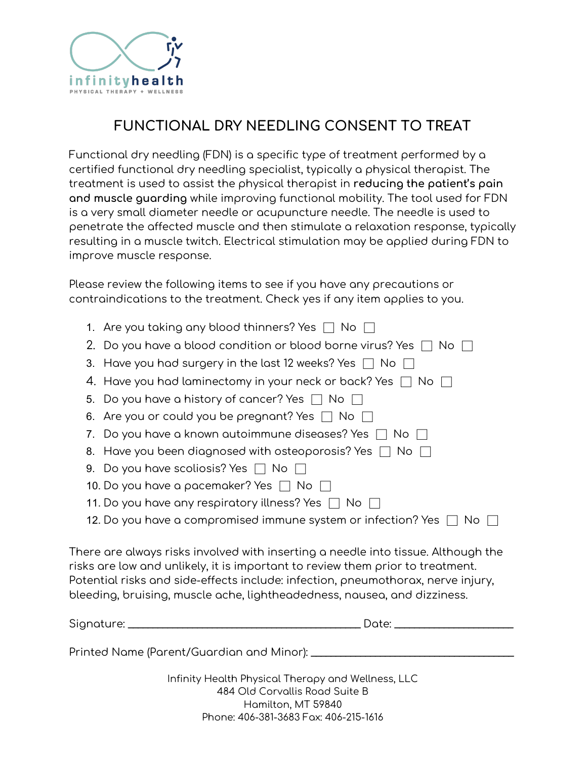infinityhealth
PHYSICAL THERAPY + WELLNESS

# FUNCTIONAL DRY NEEDLING CONSENT TO TREAT

Functional dry needling (FDN) is a specific type of treatment performed by a certified functional dry needling specialist, typically a physical therapist. The treatment is used to assist the physical therapist in **reducing the patient's pain and muscle guarding** while improving functional mobility. The tool used for FDN is a very small diameter needle or acupuncture needle. The needle is used to penetrate the affected muscle and then stimulate a relaxation response, typically resulting in a muscle twitch. Electrical stimulation may be applied during FDN to improve muscle response.

Please review the following items to see if you have any precautions or contraindications to the treatment. Check yes if any item applies to you.

1. Are you taking any blood thinners? Yes ☐ No ☐
2. Do you have a blood condition or blood borne virus? Yes ☐ No ☐
3. Have you had surgery in the last 12 weeks? Yes ☐ No ☐
4. Have you had laminectomy in your neck or back? Yes ☐ No ☐
5. Do you have a history of cancer? Yes ☐ No ☐
6. Are you or could you be pregnant? Yes ☐ No ☐
7. Do you have a known autoimmune diseases? Yes ☐ No ☐
8. Have you been diagnosed with osteoporosis? Yes ☐ No ☐
9. Do you have scoliosis? Yes ☐ No ☐
10. Do you have a pacemaker? Yes ☐ No ☐
11. Do you have any respiratory illness? Yes ☐ No ☐
12. Do you have a compromised immune system or infection? Yes ☐ No ☐

There are always risks involved with inserting a needle into tissue. Although the risks are low and unlikely, it is important to review them prior to treatment. Potential risks and side-effects include: infection, pneumothorax, nerve injury, bleeding, bruising, muscle ache, lightheadedness, nausea, and dizziness.

Signature: ______________________________________ Date: ____________________

Printed Name (Parent/Guardian and Minor): ________________________________

Infinity Health Physical Therapy and Wellness, LLC
484 Old Corvallis Road Suite B
Hamilton, MT 59840
Phone: 406-381-3683 Fax: 406-215-1616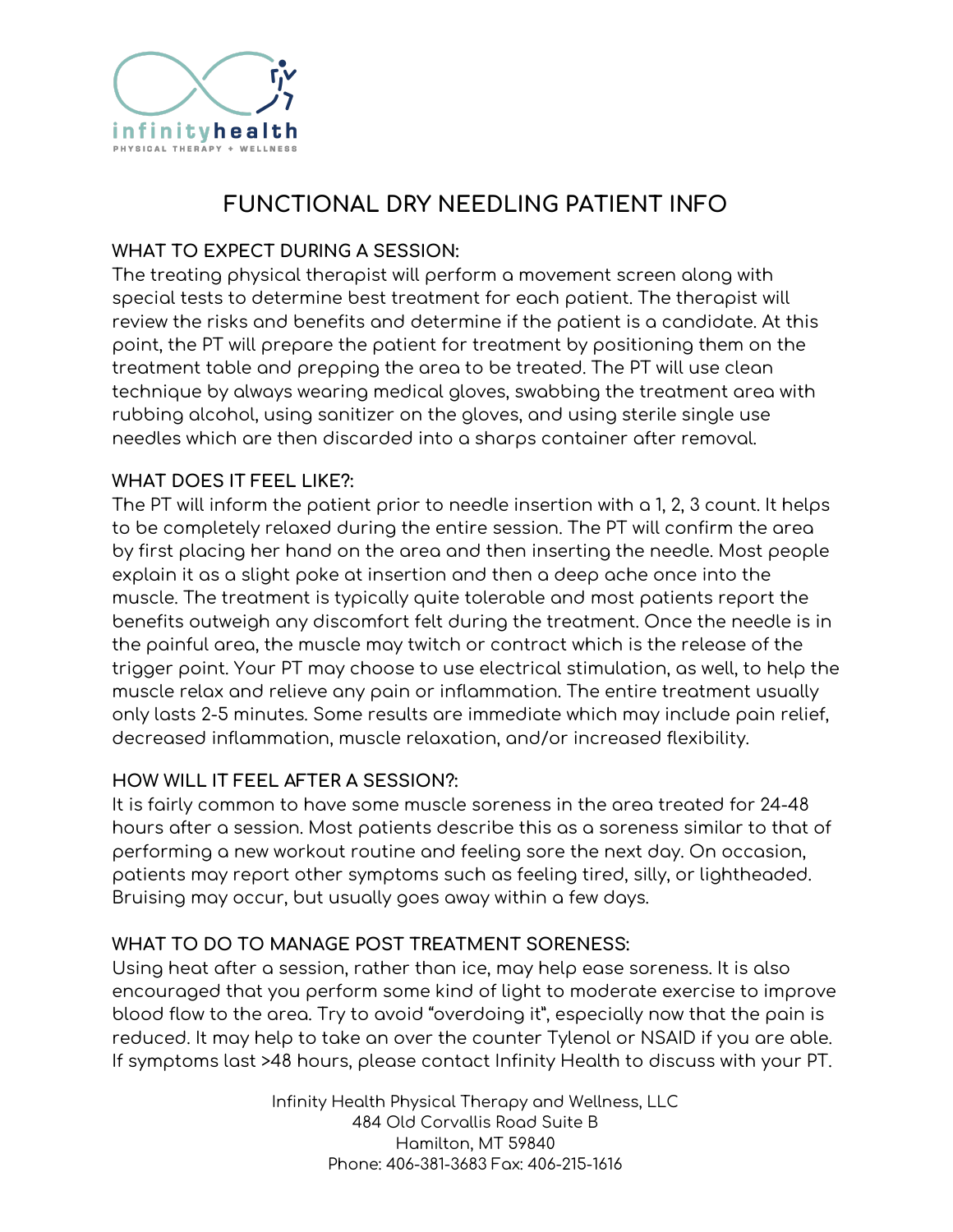infinityhealth
PHYSICAL THERAPY + WELLNESS

# FUNCTIONAL DRY NEEDLING PATIENT INFO

**WHAT TO EXPECT DURING A SESSION:**
The treating physical therapist will perform a movement screen along with special tests to determine best treatment for each patient. The therapist will review the risks and benefits and determine if the patient is a candidate. At this point, the PT will prepare the patient for treatment by positioning them on the treatment table and prepping the area to be treated. The PT will use clean technique by always wearing medical gloves, swabbing the treatment area with rubbing alcohol, using sanitizer on the gloves, and using sterile single use needles which are then discarded into a sharps container after removal.

**WHAT DOES IT FEEL LIKE?:**
The PT will inform the patient prior to needle insertion with a 1, 2, 3 count. It helps to be completely relaxed during the entire session. The PT will confirm the area by first placing her hand on the area and then inserting the needle. Most people explain it as a slight poke at insertion and then a deep ache once into the muscle. The treatment is typically quite tolerable and most patients report the benefits outweigh any discomfort felt during the treatment. Once the needle is in the painful area, the muscle may twitch or contract which is the release of the trigger point. Your PT may choose to use electrical stimulation, as well, to help the muscle relax and relieve any pain or inflammation. The entire treatment usually only lasts 2-5 minutes. Some results are immediate which may include pain relief, decreased inflammation, muscle relaxation, and/or increased flexibility.

**HOW WILL IT FEEL AFTER A SESSION?:**
It is fairly common to have some muscle soreness in the area treated for 24-48 hours after a session. Most patients describe this as a soreness similar to that of performing a new workout routine and feeling sore the next day. On occasion, patients may report other symptoms such as feeling tired, silly, or lightheaded. Bruising may occur, but usually goes away within a few days.

**WHAT TO DO TO MANAGE POST TREATMENT SORENESS:**
Using heat after a session, rather than ice, may help ease soreness. It is also encouraged that you perform some kind of light to moderate exercise to improve blood flow to the area. Try to avoid "overdoing it", especially now that the pain is reduced. It may help to take an over the counter Tylenol or NSAID if you are able. If symptoms last >48 hours, please contact Infinity Health to discuss with your PT.

Infinity Health Physical Therapy and Wellness, LLC
484 Old Corvallis Road Suite B
Hamilton, MT 59840
Phone: 406-381-3683 Fax: 406-215-1616